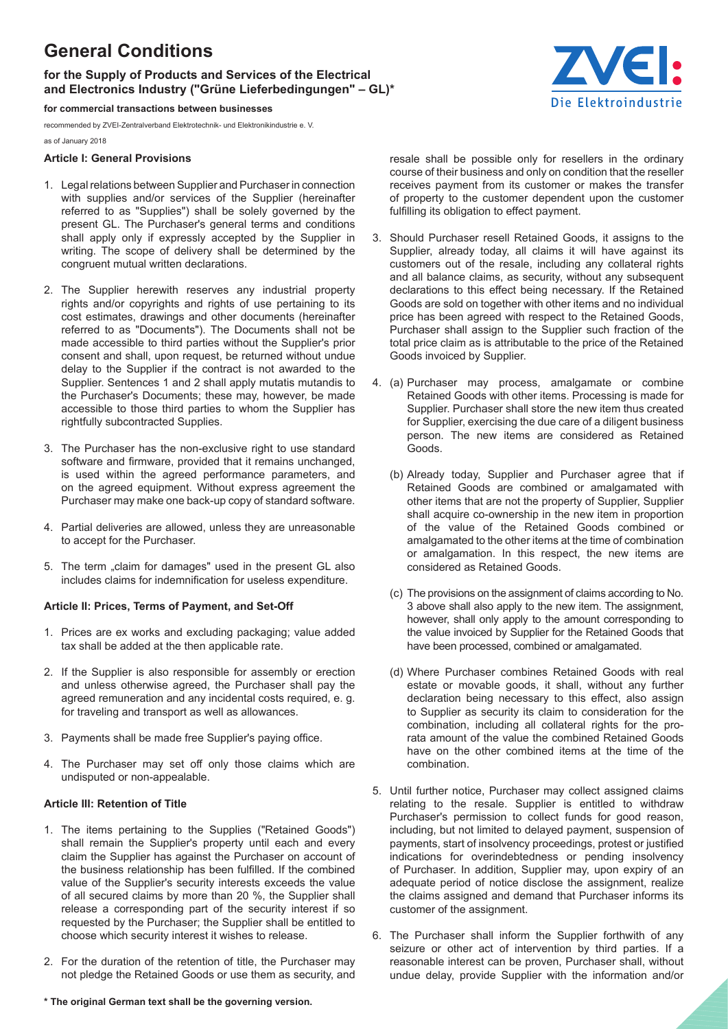# General Conditions

## for the Supply of Products and Services of the Electrical and Electronics Industry ("Grüne Lieferbedingungen" – GL)*

**for commercial transactions between businesses**

recommended by ZVEI-Zentralverband Elektrotechnik- und Elektronikindustrie e. V.

as of January 2018

### Article I: General Provisions

1. Legal relations between Supplier and Purchaser in connection with supplies and/or services of the Supplier (hereinafter referred to as "Supplies") shall be solely governed by the present GL. The Purchaser's general terms and conditions shall apply only if expressly accepted by the Supplier in writing. The scope of delivery shall be determined by the congruent mutual written declarations.

2. The Supplier herewith reserves any industrial property rights and/or copyrights and rights of use pertaining to its cost estimates, drawings and other documents (hereinafter referred to as "Documents"). The Documents shall not be made accessible to third parties without the Supplier's prior consent and shall, upon request, be returned without undue delay to the Supplier if the contract is not awarded to the Supplier. Sentences 1 and 2 shall apply mutatis mutandis to the Purchaser's Documents; these may, however, be made accessible to those third parties to whom the Supplier has rightfully subcontracted Supplies.

3. The Purchaser has the non-exclusive right to use standard software and firmware, provided that it remains unchanged, is used within the agreed performance parameters, and on the agreed equipment. Without express agreement the Purchaser may make one back-up copy of standard software.

4. Partial deliveries are allowed, unless they are unreasonable to accept for the Purchaser.

5. The term „claim for damages" used in the present GL also includes claims for indemnification for useless expenditure.

### Article II: Prices, Terms of Payment, and Set-Off

1. Prices are ex works and excluding packaging; value added tax shall be added at the then applicable rate.

2. If the Supplier is also responsible for assembly or erection and unless otherwise agreed, the Purchaser shall pay the agreed remuneration and any incidental costs required, e. g. for traveling and transport as well as allowances.

3. Payments shall be made free Supplier's paying office.

4. The Purchaser may set off only those claims which are undisputed or non-appealable.

### Article III: Retention of Title

1. The items pertaining to the Supplies ("Retained Goods") shall remain the Supplier's property until each and every claim the Supplier has against the Purchaser on account of the business relationship has been fulfilled. If the combined value of the Supplier's security interests exceeds the value of all secured claims by more than 20 %, the Supplier shall release a corresponding part of the security interest if so requested by the Purchaser; the Supplier shall be entitled to choose which security interest it wishes to release.

2. For the duration of the retention of title, the Purchaser may not pledge the Retained Goods or use them as security, and resale shall be possible only for resellers in the ordinary course of their business and only on condition that the reseller receives payment from its customer or makes the transfer of property to the customer dependent upon the customer fulfilling its obligation to effect payment.

3. Should Purchaser resell Retained Goods, it assigns to the Supplier, already today, all claims it will have against its customers out of the resale, including any collateral rights and all balance claims, as security, without any subsequent declarations to this effect being necessary. If the Retained Goods are sold on together with other items and no individual price has been agreed with respect to the Retained Goods, Purchaser shall assign to the Supplier such fraction of the total price claim as is attributable to the price of the Retained Goods invoiced by Supplier.

4. (a) Purchaser may process, amalgamate or combine Retained Goods with other items. Processing is made for Supplier. Purchaser shall store the new item thus created for Supplier, exercising the due care of a diligent business person. The new items are considered as Retained Goods.

   (b) Already today, Supplier and Purchaser agree that if Retained Goods are combined or amalgamated with other items that are not the property of Supplier, Supplier shall acquire co-ownership in the new item in proportion of the value of the Retained Goods combined or amalgamated to the other items at the time of combination or amalgamation. In this respect, the new items are considered as Retained Goods.

   (c) The provisions on the assignment of claims according to No. 3 above shall also apply to the new item. The assignment, however, shall only apply to the amount corresponding to the value invoiced by Supplier for the Retained Goods that have been processed, combined or amalgamated.

   (d) Where Purchaser combines Retained Goods with real estate or movable goods, it shall, without any further declaration being necessary to this effect, also assign to Supplier as security its claim to consideration for the combination, including all collateral rights for the pro-rata amount of the value the combined Retained Goods have on the other combined items at the time of the combination.

5. Until further notice, Purchaser may collect assigned claims relating to the resale. Supplier is entitled to withdraw Purchaser's permission to collect funds for good reason, including, but not limited to delayed payment, suspension of payments, start of insolvency proceedings, protest or justified indications for overindebtedness or pending insolvency of Purchaser. In addition, Supplier may, upon expiry of an adequate period of notice disclose the assignment, realize the claims assigned and demand that Purchaser informs its customer of the assignment.

6. The Purchaser shall inform the Supplier forthwith of any seizure or other act of intervention by third parties. If a reasonable interest can be proven, Purchaser shall, without undue delay, provide Supplier with the information and/or

**\* The original German text shall be the governing version.**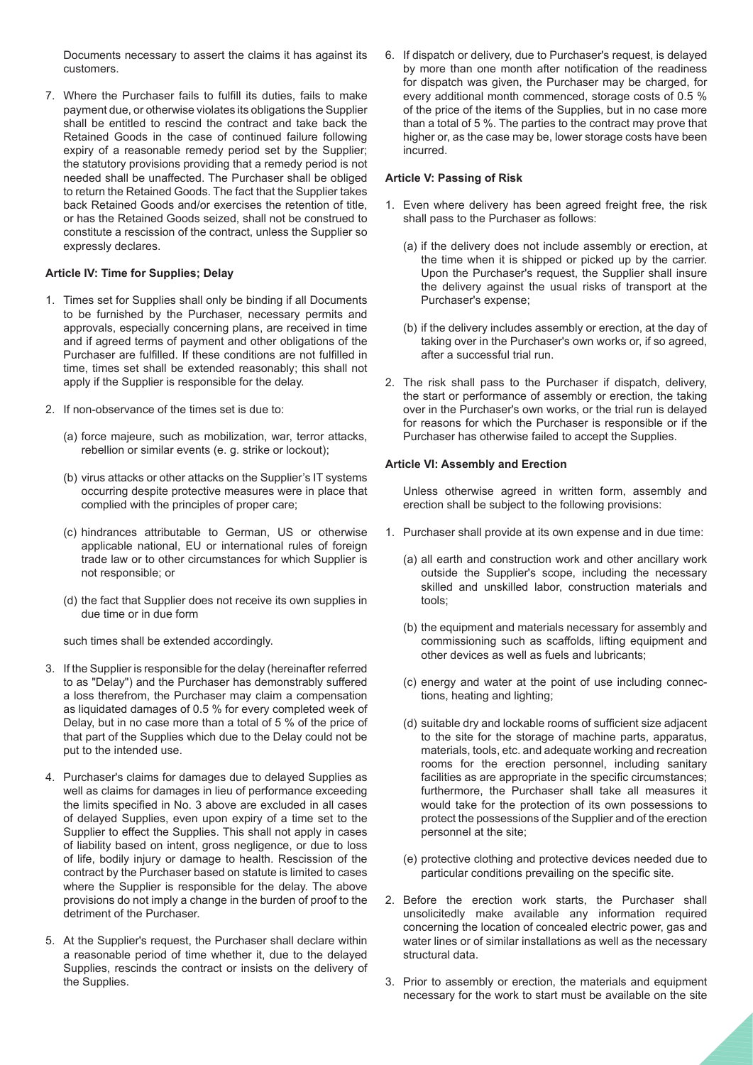Documents necessary to assert the claims it has against its customers.

7. Where the Purchaser fails to fulfill its duties, fails to make payment due, or otherwise violates its obligations the Supplier shall be entitled to rescind the contract and take back the Retained Goods in the case of continued failure following expiry of a reasonable remedy period set by the Supplier; the statutory provisions providing that a remedy period is not needed shall be unaffected. The Purchaser shall be obliged to return the Retained Goods. The fact that the Supplier takes back Retained Goods and/or exercises the retention of title, or has the Retained Goods seized, shall not be construed to constitute a rescission of the contract, unless the Supplier so expressly declares.

#### Article IV: Time for Supplies; Delay

1. Times set for Supplies shall only be binding if all Documents to be furnished by the Purchaser, necessary permits and approvals, especially concerning plans, are received in time and if agreed terms of payment and other obligations of the Purchaser are fulfilled. If these conditions are not fulfilled in time, times set shall be extended reasonably; this shall not apply if the Supplier is responsible for the delay.

2. If non-observance of the times set is due to:

   (a) force majeure, such as mobilization, war, terror attacks, rebellion or similar events (e. g. strike or lockout);

   (b) virus attacks or other attacks on the Supplier's IT systems occurring despite protective measures were in place that complied with the principles of proper care;

   (c) hindrances attributable to German, US or otherwise applicable national, EU or international rules of foreign trade law or to other circumstances for which Supplier is not responsible; or

   (d) the fact that Supplier does not receive its own supplies in due time or in due form

   such times shall be extended accordingly.

3. If the Supplier is responsible for the delay (hereinafter referred to as "Delay") and the Purchaser has demonstrably suffered a loss therefrom, the Purchaser may claim a compensation as liquidated damages of 0.5 % for every completed week of Delay, but in no case more than a total of 5 % of the price of that part of the Supplies which due to the Delay could not be put to the intended use.

4. Purchaser's claims for damages due to delayed Supplies as well as claims for damages in lieu of performance exceeding the limits specified in No. 3 above are excluded in all cases of delayed Supplies, even upon expiry of a time set to the Supplier to effect the Supplies. This shall not apply in cases of liability based on intent, gross negligence, or due to loss of life, bodily injury or damage to health. Rescission of the contract by the Purchaser based on statute is limited to cases where the Supplier is responsible for the delay. The above provisions do not imply a change in the burden of proof to the detriment of the Purchaser.

5. At the Supplier's request, the Purchaser shall declare within a reasonable period of time whether it, due to the delayed Supplies, rescinds the contract or insists on the delivery of the Supplies.

6. If dispatch or delivery, due to Purchaser's request, is delayed by more than one month after notification of the readiness for dispatch was given, the Purchaser may be charged, for every additional month commenced, storage costs of 0.5 % of the price of the items of the Supplies, but in no case more than a total of 5 %. The parties to the contract may prove that higher or, as the case may be, lower storage costs have been incurred.

#### Article V: Passing of Risk

1. Even where delivery has been agreed freight free, the risk shall pass to the Purchaser as follows:

   (a) if the delivery does not include assembly or erection, at the time when it is shipped or picked up by the carrier. Upon the Purchaser's request, the Supplier shall insure the delivery against the usual risks of transport at the Purchaser's expense;

   (b) if the delivery includes assembly or erection, at the day of taking over in the Purchaser's own works or, if so agreed, after a successful trial run.

2. The risk shall pass to the Purchaser if dispatch, delivery, the start or performance of assembly or erection, the taking over in the Purchaser's own works, or the trial run is delayed for reasons for which the Purchaser is responsible or if the Purchaser has otherwise failed to accept the Supplies.

#### Article VI: Assembly and Erection

Unless otherwise agreed in written form, assembly and erection shall be subject to the following provisions:

1. Purchaser shall provide at its own expense and in due time:

   (a) all earth and construction work and other ancillary work outside the Supplier's scope, including the necessary skilled and unskilled labor, construction materials and tools;

   (b) the equipment and materials necessary for assembly and commissioning such as scaffolds, lifting equipment and other devices as well as fuels and lubricants;

   (c) energy and water at the point of use including connections, heating and lighting;

   (d) suitable dry and lockable rooms of sufficient size adjacent to the site for the storage of machine parts, apparatus, materials, tools, etc. and adequate working and recreation rooms for the erection personnel, including sanitary facilities as are appropriate in the specific circumstances; furthermore, the Purchaser shall take all measures it would take for the protection of its own possessions to protect the possessions of the Supplier and of the erection personnel at the site;

   (e) protective clothing and protective devices needed due to particular conditions prevailing on the specific site.

2. Before the erection work starts, the Purchaser shall unsolicitedly make available any information required concerning the location of concealed electric power, gas and water lines or of similar installations as well as the necessary structural data.

3. Prior to assembly or erection, the materials and equipment necessary for the work to start must be available on the site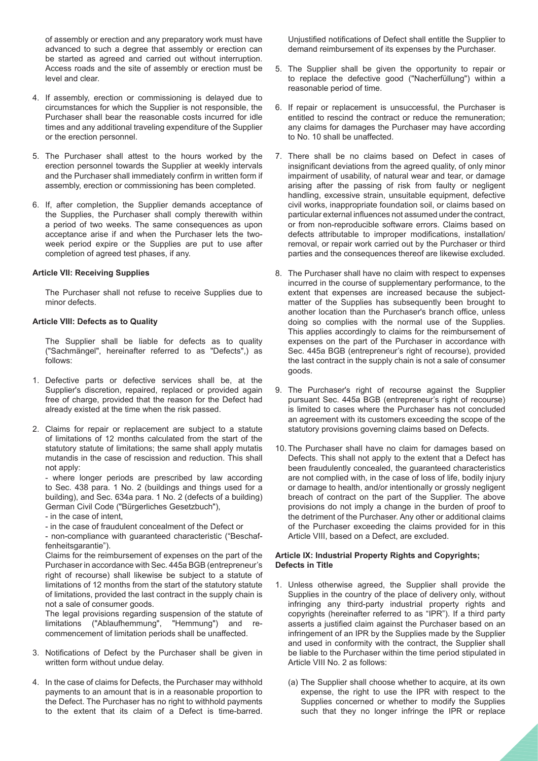of assembly or erection and any preparatory work must have advanced to such a degree that assembly or erection can be started as agreed and carried out without interruption. Access roads and the site of assembly or erection must be level and clear.

4. If assembly, erection or commissioning is delayed due to circumstances for which the Supplier is not responsible, the Purchaser shall bear the reasonable costs incurred for idle times and any additional traveling expenditure of the Supplier or the erection personnel.

5. The Purchaser shall attest to the hours worked by the erection personnel towards the Supplier at weekly intervals and the Purchaser shall immediately confirm in written form if assembly, erection or commissioning has been completed.

6. If, after completion, the Supplier demands acceptance of the Supplies, the Purchaser shall comply therewith within a period of two weeks. The same consequences as upon acceptance arise if and when the Purchaser lets the two-week period expire or the Supplies are put to use after completion of agreed test phases, if any.

**Article VII: Receiving Supplies**

The Purchaser shall not refuse to receive Supplies due to minor defects.

**Article VIII: Defects as to Quality**

The Supplier shall be liable for defects as to quality ("Sachmängel", hereinafter referred to as "Defects",) as follows:

1. Defective parts or defective services shall be, at the Supplier's discretion, repaired, replaced or provided again free of charge, provided that the reason for the Defect had already existed at the time when the risk passed.

2. Claims for repair or replacement are subject to a statute of limitations of 12 months calculated from the start of the statutory statute of limitations; the same shall apply mutatis mutandis in the case of rescission and reduction. This shall not apply:
   - where longer periods are prescribed by law according to Sec. 438 para. 1 No. 2 (buildings and things used for a building), and Sec. 634a para. 1 No. 2 (defects of a building) German Civil Code ("Bürgerliches Gesetzbuch"),
   - in the case of intent,
   - in the case of fraudulent concealment of the Defect or
   - non-compliance with guaranteed characteristic ("Beschaffenheitsgarantie").

   Claims for the reimbursement of expenses on the part of the Purchaser in accordance with Sec. 445a BGB (entrepreneur's right of recourse) shall likewise be subject to a statute of limitations of 12 months from the start of the statutory statute of limitations, provided the last contract in the supply chain is not a sale of consumer goods.

   The legal provisions regarding suspension of the statute of limitations ("Ablaufhemmung", "Hemmung") and re-commencement of limitation periods shall be unaffected.

3. Notifications of Defect by the Purchaser shall be given in written form without undue delay.

4. In the case of claims for Defects, the Purchaser may withhold payments to an amount that is in a reasonable proportion to the Defect. The Purchaser has no right to withhold payments to the extent that its claim of a Defect is time-barred. Unjustified notifications of Defect shall entitle the Supplier to demand reimbursement of its expenses by the Purchaser.

5. The Supplier shall be given the opportunity to repair or to replace the defective good ("Nacherfüllung") within a reasonable period of time.

6. If repair or replacement is unsuccessful, the Purchaser is entitled to rescind the contract or reduce the remuneration; any claims for damages the Purchaser may have according to No. 10 shall be unaffected.

7. There shall be no claims based on Defect in cases of insignificant deviations from the agreed quality, of only minor impairment of usability, of natural wear and tear, or damage arising after the passing of risk from faulty or negligent handling, excessive strain, unsuitable equipment, defective civil works, inappropriate foundation soil, or claims based on particular external influences not assumed under the contract, or from non-reproducible software errors. Claims based on defects attributable to improper modifications, installation/removal, or repair work carried out by the Purchaser or third parties and the consequences thereof are likewise excluded.

8. The Purchaser shall have no claim with respect to expenses incurred in the course of supplementary performance, to the extent that expenses are increased because the subject-matter of the Supplies has subsequently been brought to another location than the Purchaser's branch office, unless doing so complies with the normal use of the Supplies. This applies accordingly to claims for the reimbursement of expenses on the part of the Purchaser in accordance with Sec. 445a BGB (entrepreneur's right of recourse), provided the last contract in the supply chain is not a sale of consumer goods.

9. The Purchaser's right of recourse against the Supplier pursuant Sec. 445a BGB (entrepreneur's right of recourse) is limited to cases where the Purchaser has not concluded an agreement with its customers exceeding the scope of the statutory provisions governing claims based on Defects.

10. The Purchaser shall have no claim for damages based on Defects. This shall not apply to the extent that a Defect has been fraudulently concealed, the guaranteed characteristics are not complied with, in the case of loss of life, bodily injury or damage to health, and/or intentionally or grossly negligent breach of contract on the part of the Supplier. The above provisions do not imply a change in the burden of proof to the detriment of the Purchaser. Any other or additional claims of the Purchaser exceeding the claims provided for in this Article VIII, based on a Defect, are excluded.

**Article IX: Industrial Property Rights and Copyrights; Defects in Title**

1. Unless otherwise agreed, the Supplier shall provide the Supplies in the country of the place of delivery only, without infringing any third-party industrial property rights and copyrights (hereinafter referred to as "IPR"). If a third party asserts a justified claim against the Purchaser based on an infringement of an IPR by the Supplies made by the Supplier and used in conformity with the contract, the Supplier shall be liable to the Purchaser within the time period stipulated in Article VIII No. 2 as follows:

   (a) The Supplier shall choose whether to acquire, at its own expense, the right to use the IPR with respect to the Supplies concerned or whether to modify the Supplies such that they no longer infringe the IPR or replace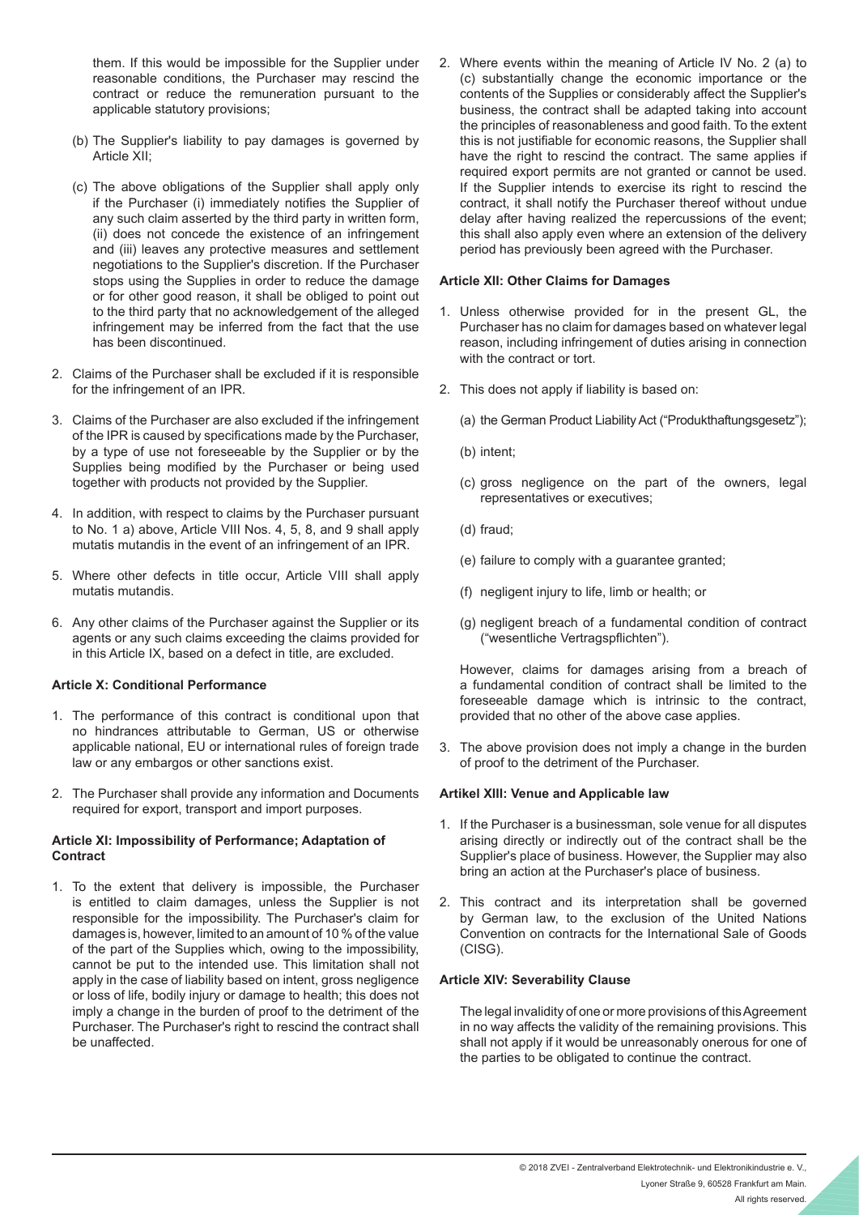them. If this would be impossible for the Supplier under reasonable conditions, the Purchaser may rescind the contract or reduce the remuneration pursuant to the applicable statutory provisions;

(b) The Supplier's liability to pay damages is governed by Article XII;

(c) The above obligations of the Supplier shall apply only if the Purchaser (i) immediately notifies the Supplier of any such claim asserted by the third party in written form, (ii) does not concede the existence of an infringement and (iii) leaves any protective measures and settlement negotiations to the Supplier's discretion. If the Purchaser stops using the Supplies in order to reduce the damage or for other good reason, it shall be obliged to point out to the third party that no acknowledgement of the alleged infringement may be inferred from the fact that the use has been discontinued.

2. Claims of the Purchaser shall be excluded if it is responsible for the infringement of an IPR.

3. Claims of the Purchaser are also excluded if the infringement of the IPR is caused by specifications made by the Purchaser, by a type of use not foreseeable by the Supplier or by the Supplies being modified by the Purchaser or being used together with products not provided by the Supplier.

4. In addition, with respect to claims by the Purchaser pursuant to No. 1 a) above, Article VIII Nos. 4, 5, 8, and 9 shall apply mutatis mutandis in the event of an infringement of an IPR.

5. Where other defects in title occur, Article VIII shall apply mutatis mutandis.

6. Any other claims of the Purchaser against the Supplier or its agents or any such claims exceeding the claims provided for in this Article IX, based on a defect in title, are excluded.

**Article X: Conditional Performance**

1. The performance of this contract is conditional upon that no hindrances attributable to German, US or otherwise applicable national, EU or international rules of foreign trade law or any embargos or other sanctions exist.

2. The Purchaser shall provide any information and Documents required for export, transport and import purposes.

**Article XI: Impossibility of Performance; Adaptation of Contract**

1. To the extent that delivery is impossible, the Purchaser is entitled to claim damages, unless the Supplier is not responsible for the impossibility. The Purchaser's claim for damages is, however, limited to an amount of 10 % of the value of the part of the Supplies which, owing to the impossibility, cannot be put to the intended use. This limitation shall not apply in the case of liability based on intent, gross negligence or loss of life, bodily injury or damage to health; this does not imply a change in the burden of proof to the detriment of the Purchaser. The Purchaser's right to rescind the contract shall be unaffected.

2. Where events within the meaning of Article IV No. 2 (a) to (c) substantially change the economic importance or the contents of the Supplies or considerably affect the Supplier's business, the contract shall be adapted taking into account the principles of reasonableness and good faith. To the extent this is not justifiable for economic reasons, the Supplier shall have the right to rescind the contract. The same applies if required export permits are not granted or cannot be used. If the Supplier intends to exercise its right to rescind the contract, it shall notify the Purchaser thereof without undue delay after having realized the repercussions of the event; this shall also apply even where an extension of the delivery period has previously been agreed with the Purchaser.

**Article XII: Other Claims for Damages**

1. Unless otherwise provided for in the present GL, the Purchaser has no claim for damages based on whatever legal reason, including infringement of duties arising in connection with the contract or tort.

2. This does not apply if liability is based on:

   (a) the German Product Liability Act ("Produkthaftungsgesetz");

   (b) intent;

   (c) gross negligence on the part of the owners, legal representatives or executives;

   (d) fraud;

   (e) failure to comply with a guarantee granted;

   (f) negligent injury to life, limb or health; or

   (g) negligent breach of a fundamental condition of contract ("wesentliche Vertragspflichten").

   However, claims for damages arising from a breach of a fundamental condition of contract shall be limited to the foreseeable damage which is intrinsic to the contract, provided that no other of the above case applies.

3. The above provision does not imply a change in the burden of proof to the detriment of the Purchaser.

**Artikel XIII: Venue and Applicable law**

1. If the Purchaser is a businessman, sole venue for all disputes arising directly or indirectly out of the contract shall be the Supplier's place of business. However, the Supplier may also bring an action at the Purchaser's place of business.

2. This contract and its interpretation shall be governed by German law, to the exclusion of the United Nations Convention on contracts for the International Sale of Goods (CISG).

**Article XIV: Severability Clause**

The legal invalidity of one or more provisions of this Agreement in no way affects the validity of the remaining provisions. This shall not apply if it would be unreasonably onerous for one of the parties to be obligated to continue the contract.

© 2018 ZVEI - Zentralverband Elektrotechnik- und Elektronikindustrie e. V., Lyoner Straße 9, 60528 Frankfurt am Main. All rights reserved.